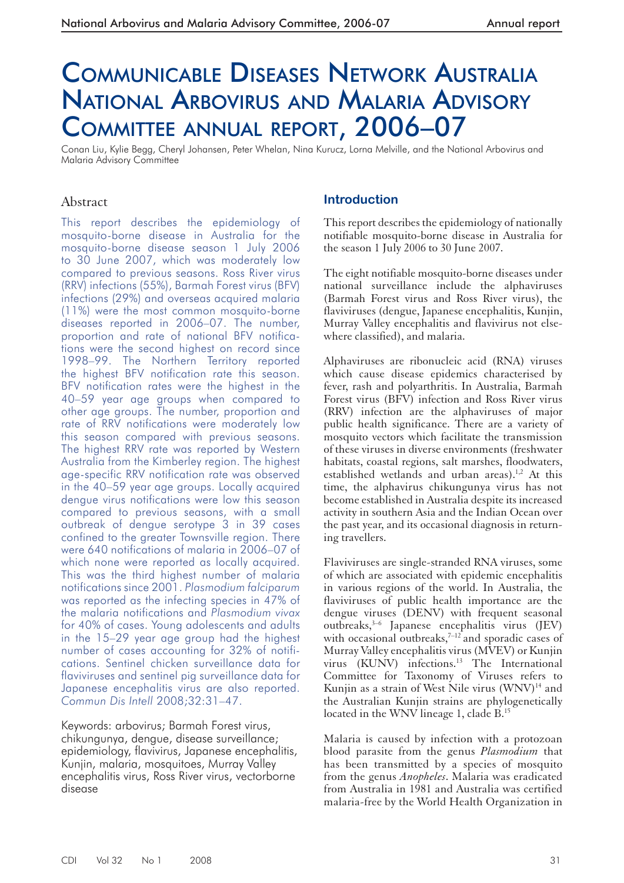# Communicable Diseases Network Australia National Arbovirus and Malaria Advisory Committee annual report, 2006–07

Conan Liu, Kylie Begg, Cheryl Johansen, Peter Whelan, Nina Kurucz, Lorna Melville, and the National Arbovirus and Malaria Advisory Committee

## Abstract

This report describes the epidemiology of mosquito-borne disease in Australia for the mosquito-borne disease season 1 July 2006 to 30 June 2007, which was moderately low compared to previous seasons. Ross River virus (RRV) infections (55%), Barmah Forest virus (BFV) infections (29%) and overseas acquired malaria (11%) were the most common mosquito-borne diseases reported in 2006–07. The number, proportion and rate of national BFV notifications were the second highest on record since 1998–99. The Northern Territory reported the highest BFV notification rate this season. BFV notification rates were the highest in the 40–59 year age groups when compared to other age groups. The number, proportion and rate of RRV notifications were moderately low this season compared with previous seasons. The highest RRV rate was reported by Western Australia from the Kimberley region. The highest age-specific RRV notification rate was observed in the 40–59 year age groups. Locally acquired dengue virus notifications were low this season compared to previous seasons, with a small outbreak of dengue serotype 3 in 39 cases confined to the greater Townsville region. There were 640 notifications of malaria in 2006–07 of which none were reported as locally acquired. This was the third highest number of malaria notifications since 2001. *Plasmodium falciparum* was reported as the infecting species in 47% of the malaria notifications and *Plasmodium vivax* for 40% of cases. Young adolescents and adults in the 15–29 year age group had the highest number of cases accounting for 32% of notifications. Sentinel chicken surveillance data for flaviviruses and sentinel pig surveillance data for Japanese encephalitis virus are also reported. *Commun Dis Intell* 2008;32:31–47.

Keywords: arbovirus; Barmah Forest virus, chikungunya, dengue, disease surveillance; epidemiology, flavivirus, Japanese encephalitis, Kunjin, malaria, mosquitoes, Murray Valley encephalitis virus, Ross River virus, vectorborne disease

## Introduction

This report describes the epidemiology of nationally notifiable mosquito-borne disease in Australia for the season 1 July 2006 to 30 June 2007.

The eight notifiable mosquito-borne diseases under national surveillance include the alphaviruses (Barmah Forest virus and Ross River virus), the flaviviruses (dengue, Japanese encephalitis, Kunjin, Murray Valley encephalitis and flavivirus not elsewhere classified), and malaria.

Alphaviruses are ribonucleic acid (RNA) viruses which cause disease epidemics characterised by fever, rash and polyarthritis. In Australia, Barmah Forest virus (BFV) infection and Ross River virus (RRV) infection are the alphaviruses of major public health significance. There are a variety of mosquito vectors which facilitate the transmission of these viruses in diverse environments (freshwater habitats, coastal regions, salt marshes, floodwaters, established wetlands and urban areas).[1,2] At this time, the alphavirus chikungunya virus has not become established in Australia despite its increased activity in southern Asia and the Indian Ocean over the past year, and its occasional diagnosis in returning travellers.

Flaviviruses are single-stranded RNA viruses, some of which are associated with epidemic encephalitis in various regions of the world. In Australia, the flaviviruses of public health importance are the dengue viruses (DENV) with frequent seasonal outbreaks,[3–6] Japanese encephalitis virus (JEV) with occasional outbreaks,[7–12] and sporadic cases of Murray Valley encephalitis virus (MVEV) or Kunjin virus (KUNV) infections.[13] The International Committee for Taxonomy of Viruses refers to Kunjin as a strain of West Nile virus (WNV)[14] and the Australian Kunjin strains are phylogenetically located in the WNV lineage 1, clade B.[15]

Malaria is caused by infection with a protozoan blood parasite from the genus *Plasmodium* that has been transmitted by a species of mosquito from the genus *Anopheles*. Malaria was eradicated from Australia in 1981 and Australia was certified malaria-free by the World Health Organization in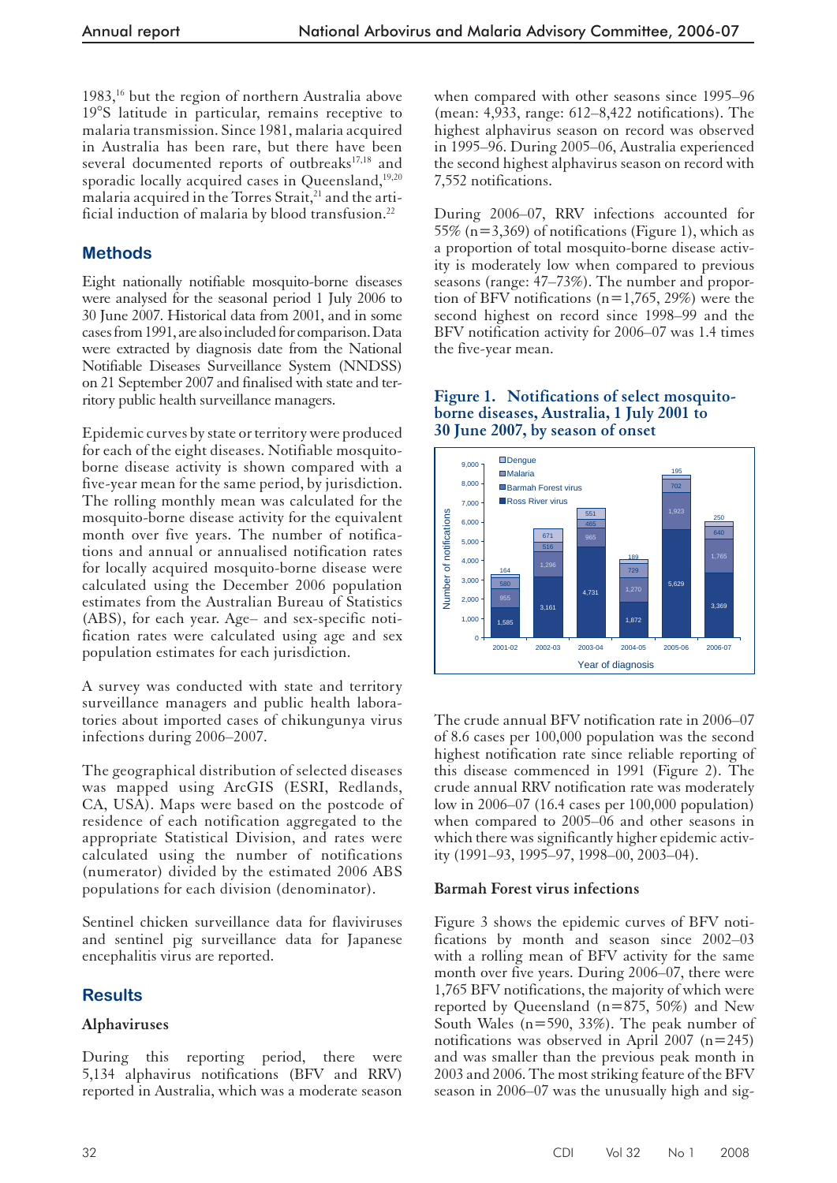1983,[16] but the region of northern Australia above 19°S latitude in particular, remains receptive to malaria transmission. Since 1981, malaria acquired in Australia has been rare, but there have been several documented reports of outbreaks[17,18] and sporadic locally acquired cases in Queensland,[19,20] malaria acquired in the Torres Strait,[21] and the artificial induction of malaria by blood transfusion.[22]

## Methods

Eight nationally notifiable mosquito-borne diseases were analysed for the seasonal period 1 July 2006 to 30 June 2007. Historical data from 2001, and in some cases from 1991, are also included for comparison. Data were extracted by diagnosis date from the National Notifiable Diseases Surveillance System (NNDSS) on 21 September 2007 and finalised with state and territory public health surveillance managers.

Epidemic curves by state or territory were produced for each of the eight diseases. Notifiable mosquito-borne disease activity is shown compared with a five-year mean for the same period, by jurisdiction. The rolling monthly mean was calculated for the mosquito-borne disease activity for the equivalent month over five years. The number of notifications and annual or annualised notification rates for locally acquired mosquito-borne disease were calculated using the December 2006 population estimates from the Australian Bureau of Statistics (ABS), for each year. Age– and sex-specific notification rates were calculated using age and sex population estimates for each jurisdiction.

A survey was conducted with state and territory surveillance managers and public health laboratories about imported cases of chikungunya virus infections during 2006–2007.

The geographical distribution of selected diseases was mapped using ArcGIS (ESRI, Redlands, CA, USA). Maps were based on the postcode of residence of each notification aggregated to the appropriate Statistical Division, and rates were calculated using the number of notifications (numerator) divided by the estimated 2006 ABS populations for each division (denominator).

Sentinel chicken surveillance data for flaviviruses and sentinel pig surveillance data for Japanese encephalitis virus are reported.

## Results

### Alphaviruses

During this reporting period, there were 5,134 alphavirus notifications (BFV and RRV) reported in Australia, which was a moderate season when compared with other seasons since 1995–96 (mean: 4,933, range: 612–8,422 notifications). The highest alphavirus season on record was observed in 1995–96. During 2005–06, Australia experienced the second highest alphavirus season on record with 7,552 notifications.

During 2006–07, RRV infections accounted for 55% (n=3,369) of notifications (Figure 1), which as a proportion of total mosquito-borne disease activity is moderately low when compared to previous seasons (range: 47–73%). The number and proportion of BFV notifications (n=1,765, 29%) were the second highest on record since 1998–99 and the BFV notification activity for 2006–07 was 1.4 times the five-year mean.

**Figure 1. Notifications of select mosquito-borne diseases, Australia, 1 July 2001 to 30 June 2007, by season of onset**

| Year of diagnosis | Ross River virus | Barmah Forest virus | Malaria | Dengue |
|---|---|---|---|---|
| 2001-02 | 1,585 | 955 | 580 | 164 |
| 2002-03 | 3,161 | 1,296 | 516 | 671 |
| 2003-04 | 4,731 | 965 | 465 | 551 |
| 2004-05 | 1,872 | 1,270 | 729 | 189 |
| 2005-06 | 5,629 | 1,923 | 702 | 195 |
| 2006-07 | 3,369 | 1,765 | 640 | 250 |

The crude annual BFV notification rate in 2006–07 of 8.6 cases per 100,000 population was the second highest notification rate since reliable reporting of this disease commenced in 1991 (Figure 2). The crude annual RRV notification rate was moderately low in 2006–07 (16.4 cases per 100,000 population) when compared to 2005–06 and other seasons in which there was significantly higher epidemic activity (1991–93, 1995–97, 1998–00, 2003–04).

### Barmah Forest virus infections

Figure 3 shows the epidemic curves of BFV notifications by month and season since 2002–03 with a rolling mean of BFV activity for the same month over five years. During 2006–07, there were 1,765 BFV notifications, the majority of which were reported by Queensland (n=875, 50%) and New South Wales (n=590, 33%). The peak number of notifications was observed in April 2007 (n=245) and was smaller than the previous peak month in 2003 and 2006. The most striking feature of the BFV season in 2006–07 was the unusually high and sig-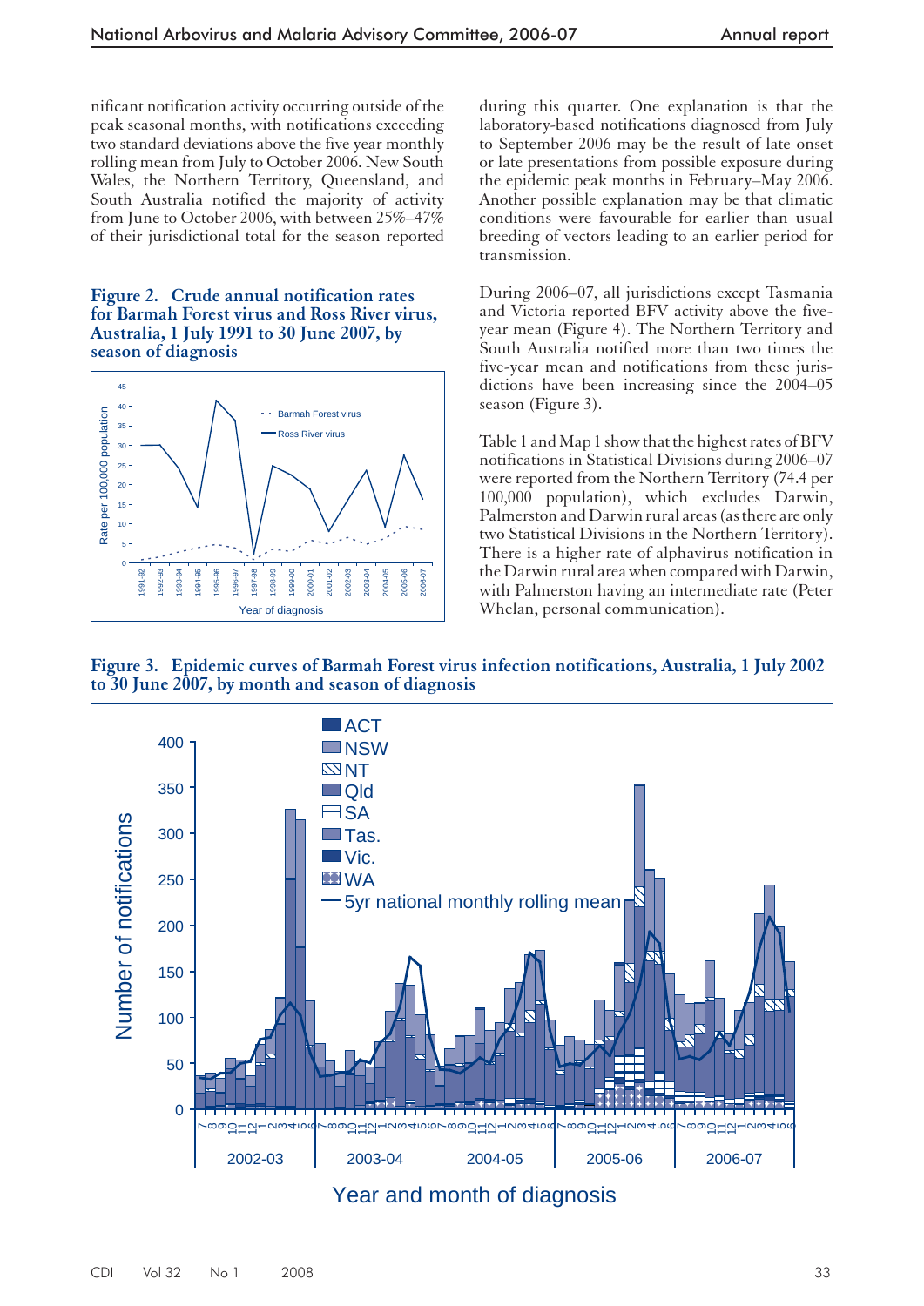nificant notification activity occurring outside of the peak seasonal months, with notifications exceeding two standard deviations above the five year monthly rolling mean from July to October 2006. New South Wales, the Northern Territory, Queensland, and South Australia notified the majority of activity from June to October 2006, with between 25%–47% of their jurisdictional total for the season reported during this quarter. One explanation is that the laboratory-based notifications diagnosed from July to September 2006 may be the result of late onset or late presentations from possible exposure during the epidemic peak months in February–May 2006. Another possible explanation may be that climatic conditions were favourable for earlier than usual breeding of vectors leading to an earlier period for transmission.

**Figure 2. Crude annual notification rates for Barmah Forest virus and Ross River virus, Australia, 1 July 1991 to 30 June 2007, by season of diagnosis**

During 2006–07, all jurisdictions except Tasmania and Victoria reported BFV activity above the five-year mean (Figure 4). The Northern Territory and South Australia notified more than two times the five-year mean and notifications from these jurisdictions have been increasing since the 2004–05 season (Figure 3).

Table 1 and Map 1 show that the highest rates of BFV notifications in Statistical Divisions during 2006–07 were reported from the Northern Territory (74.4 per 100,000 population), which excludes Darwin, Palmerston and Darwin rural areas (as there are only two Statistical Divisions in the Northern Territory). There is a higher rate of alphavirus notification in the Darwin rural area when compared with Darwin, with Palmerston having an intermediate rate (Peter Whelan, personal communication).

**Figure 3. Epidemic curves of Barmah Forest virus infection notifications, Australia, 1 July 2002 to 30 June 2007, by month and season of diagnosis**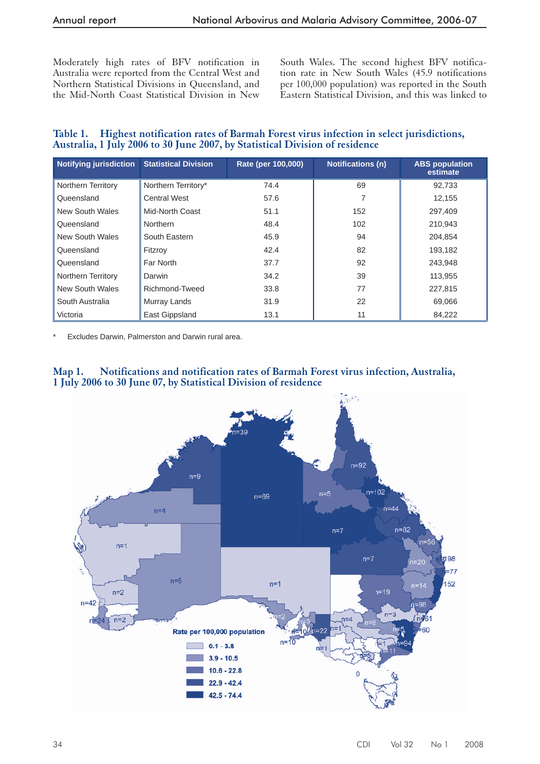Moderately high rates of BFV notification in Australia were reported from the Central West and Northern Statistical Divisions in Queensland, and the Mid-North Coast Statistical Division in New South Wales. The second highest BFV notification rate in New South Wales (45.9 notifications per 100,000 population) was reported in the South Eastern Statistical Division, and this was linked to

**Table 1. Highest notification rates of Barmah Forest virus infection in select jurisdictions, Australia, 1 July 2006 to 30 June 2007, by Statistical Division of residence**

| Notifying jurisdiction | Statistical Division | Rate (per 100,000) | Notifications (n) | ABS population estimate |
|---|---|---|---|---|
| Northern Territory | Northern Territory* | 74.4 | 69 | 92,733 |
| Queensland | Central West | 57.6 | 7 | 12,155 |
| New South Wales | Mid-North Coast | 51.1 | 152 | 297,409 |
| Queensland | Northern | 48.4 | 102 | 210,943 |
| New South Wales | South Eastern | 45.9 | 94 | 204,854 |
| Queensland | Fitzroy | 42.4 | 82 | 193,182 |
| Queensland | Far North | 37.7 | 92 | 243,948 |
| Northern Territory | Darwin | 34.2 | 39 | 113,955 |
| New South Wales | Richmond-Tweed | 33.8 | 77 | 227,815 |
| South Australia | Murray Lands | 31.9 | 22 | 69,066 |
| Victoria | East Gippsland | 13.1 | 11 | 84,222 |

\* Excludes Darwin, Palmerston and Darwin rural area.

**Map 1. Notifications and notification rates of Barmah Forest virus infection, Australia, 1 July 2006 to 30 June 07, by Statistical Division of residence**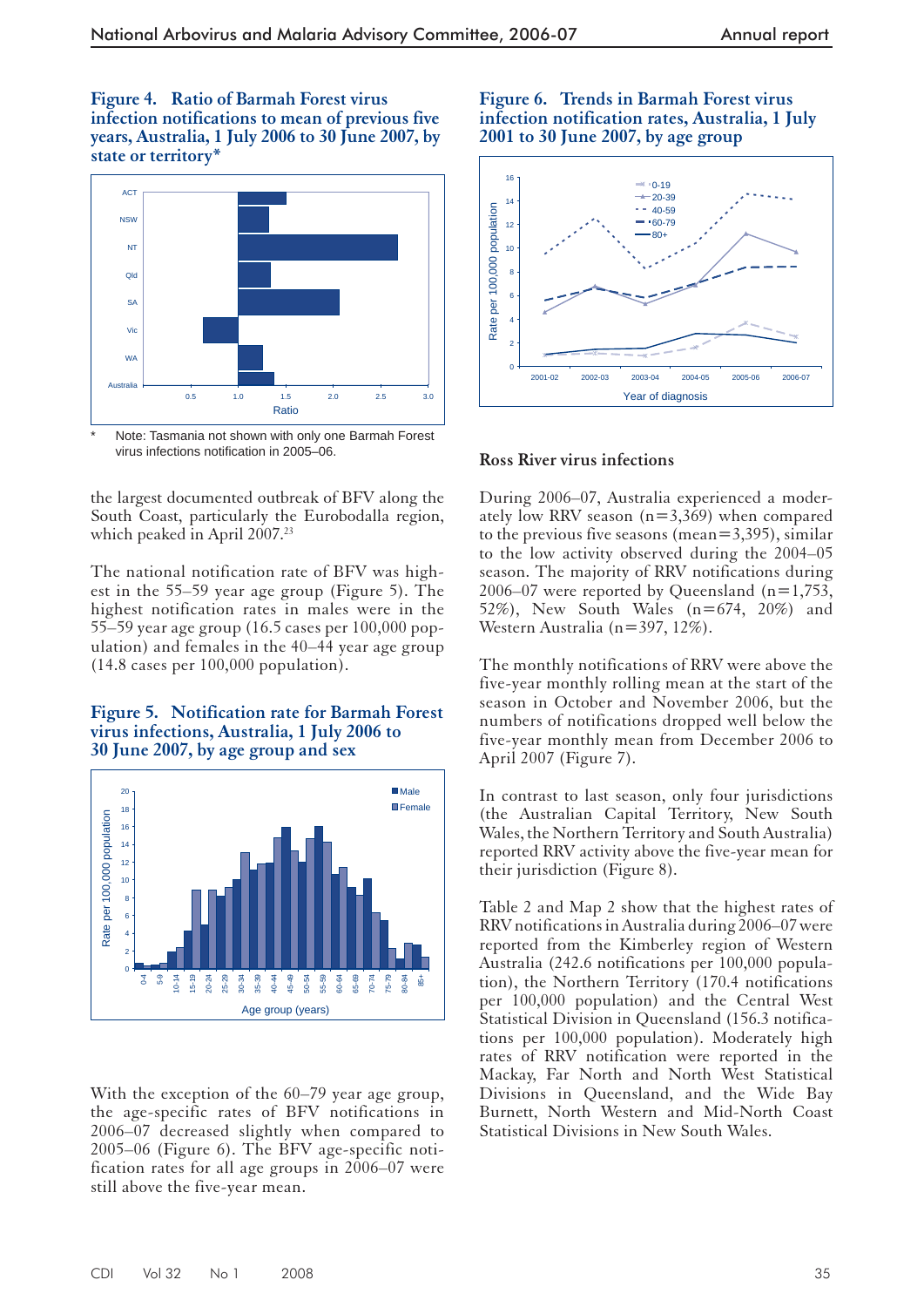**Figure 4. Ratio of Barmah Forest virus infection notifications to mean of previous five years, Australia, 1 July 2006 to 30 June 2007, by state or territory***

\* Note: Tasmania not shown with only one Barmah Forest virus infections notification in 2005–06.

the largest documented outbreak of BFV along the South Coast, particularly the Eurobodalla region, which peaked in April 2007.[23]

The national notification rate of BFV was highest in the 55–59 year age group (Figure 5). The highest notification rates in males were in the 55–59 year age group (16.5 cases per 100,000 population) and females in the 40–44 year age group (14.8 cases per 100,000 population).

**Figure 5. Notification rate for Barmah Forest virus infections, Australia, 1 July 2006 to 30 June 2007, by age group and sex**

With the exception of the 60–79 year age group, the age-specific rates of BFV notifications in 2006–07 decreased slightly when compared to 2005–06 (Figure 6). The BFV age-specific notification rates for all age groups in 2006–07 were still above the five-year mean.

**Figure 6. Trends in Barmah Forest virus infection notification rates, Australia, 1 July 2001 to 30 June 2007, by age group**

## Ross River virus infections

During 2006–07, Australia experienced a moderately low RRV season (n=3,369) when compared to the previous five seasons (mean=3,395), similar to the low activity observed during the 2004–05 season. The majority of RRV notifications during 2006–07 were reported by Queensland (n=1,753, 52%), New South Wales (n=674, 20%) and Western Australia (n=397, 12%).

The monthly notifications of RRV were above the five-year monthly rolling mean at the start of the season in October and November 2006, but the numbers of notifications dropped well below the five-year monthly mean from December 2006 to April 2007 (Figure 7).

In contrast to last season, only four jurisdictions (the Australian Capital Territory, New South Wales, the Northern Territory and South Australia) reported RRV activity above the five-year mean for their jurisdiction (Figure 8).

Table 2 and Map 2 show that the highest rates of RRV notifications in Australia during 2006–07 were reported from the Kimberley region of Western Australia (242.6 notifications per 100,000 population), the Northern Territory (170.4 notifications per 100,000 population) and the Central West Statistical Division in Queensland (156.3 notifications per 100,000 population). Moderately high rates of RRV notification were reported in the Mackay, Far North and North West Statistical Divisions in Queensland, and the Wide Bay Burnett, North Western and Mid-North Coast Statistical Divisions in New South Wales.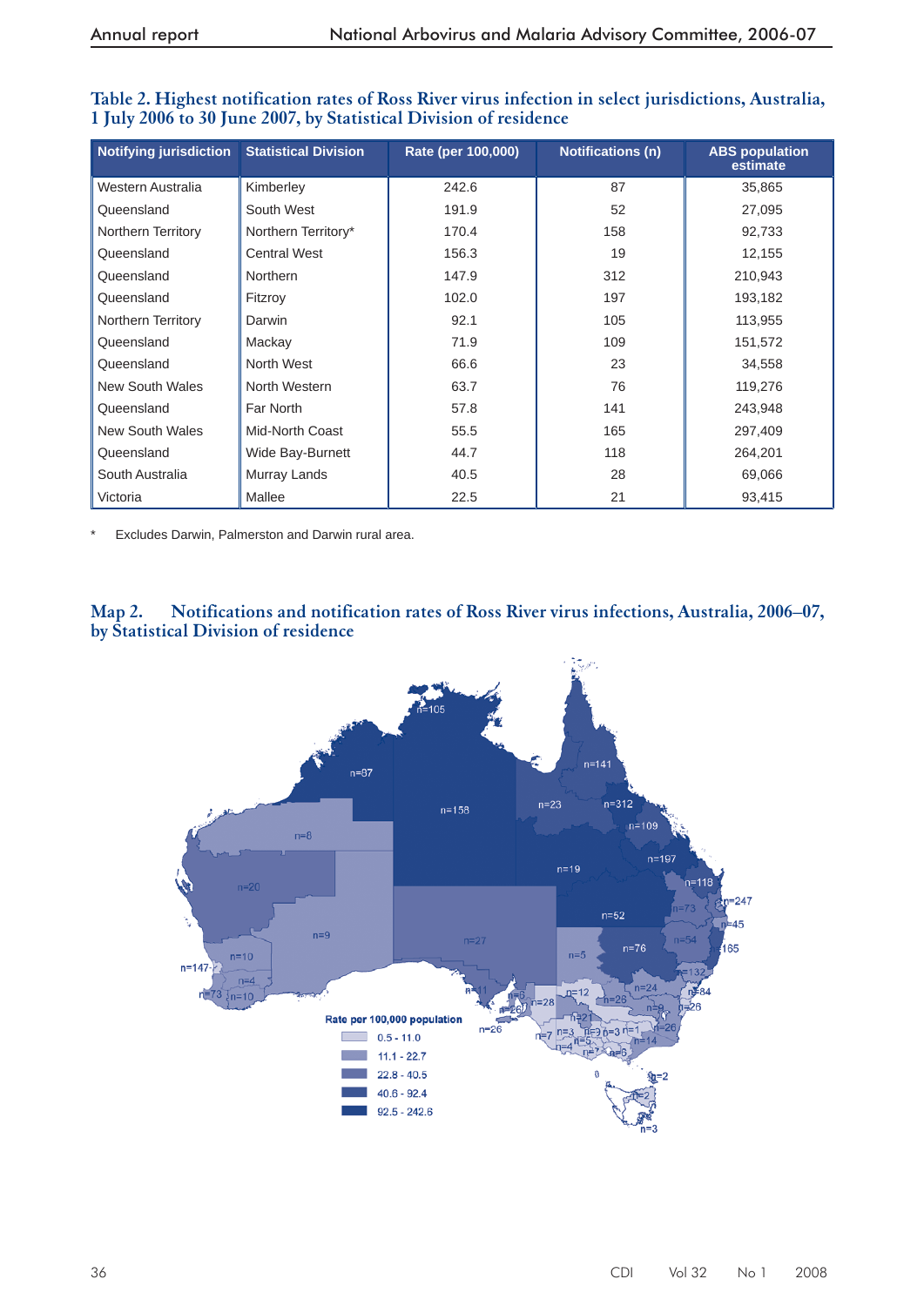**Table 2. Highest notification rates of Ross River virus infection in select jurisdictions, Australia, 1 July 2006 to 30 June 2007, by Statistical Division of residence**

| Notifying jurisdiction | Statistical Division | Rate (per 100,000) | Notifications (n) | ABS population estimate |
|---|---|---|---|---|
| Western Australia | Kimberley | 242.6 | 87 | 35,865 |
| Queensland | South West | 191.9 | 52 | 27,095 |
| Northern Territory | Northern Territory* | 170.4 | 158 | 92,733 |
| Queensland | Central West | 156.3 | 19 | 12,155 |
| Queensland | Northern | 147.9 | 312 | 210,943 |
| Queensland | Fitzroy | 102.0 | 197 | 193,182 |
| Northern Territory | Darwin | 92.1 | 105 | 113,955 |
| Queensland | Mackay | 71.9 | 109 | 151,572 |
| Queensland | North West | 66.6 | 23 | 34,558 |
| New South Wales | North Western | 63.7 | 76 | 119,276 |
| Queensland | Far North | 57.8 | 141 | 243,948 |
| New South Wales | Mid-North Coast | 55.5 | 165 | 297,409 |
| Queensland | Wide Bay-Burnett | 44.7 | 118 | 264,201 |
| South Australia | Murray Lands | 40.5 | 28 | 69,066 |
| Victoria | Mallee | 22.5 | 21 | 93,415 |

\* Excludes Darwin, Palmerston and Darwin rural area.

**Map 2. Notifications and notification rates of Ross River virus infections, Australia, 2006–07, by Statistical Division of residence**

Rate per 100,000 population

- 0.5 - 11.0
- 11.1 - 22.7
- 22.8 - 40.5
- 40.6 - 92.4
- 92.5 - 242.6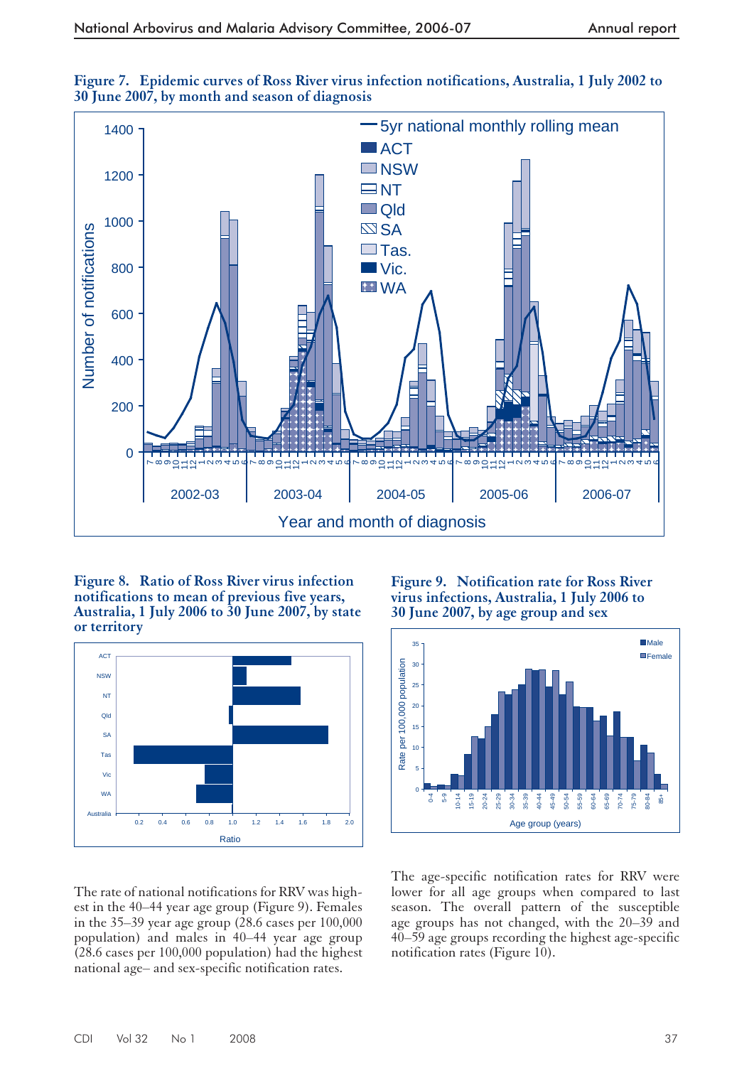**Figure 7. Epidemic curves of Ross River virus infection notifications, Australia, 1 July 2002 to 30 June 2007, by month and season of diagnosis**

**Figure 8. Ratio of Ross River virus infection notifications to mean of previous five years, Australia, 1 July 2006 to 30 June 2007, by state or territory**

**Figure 9. Notification rate for Ross River virus infections, Australia, 1 July 2006 to 30 June 2007, by age group and sex**

The rate of national notifications for RRV was highest in the 40–44 year age group (Figure 9). Females in the 35–39 year age group (28.6 cases per 100,000 population) and males in 40–44 year age group (28.6 cases per 100,000 population) had the highest national age– and sex-specific notification rates.

The age-specific notification rates for RRV were lower for all age groups when compared to last season. The overall pattern of the susceptible age groups has not changed, with the 20–39 and 40–59 age groups recording the highest age-specific notification rates (Figure 10).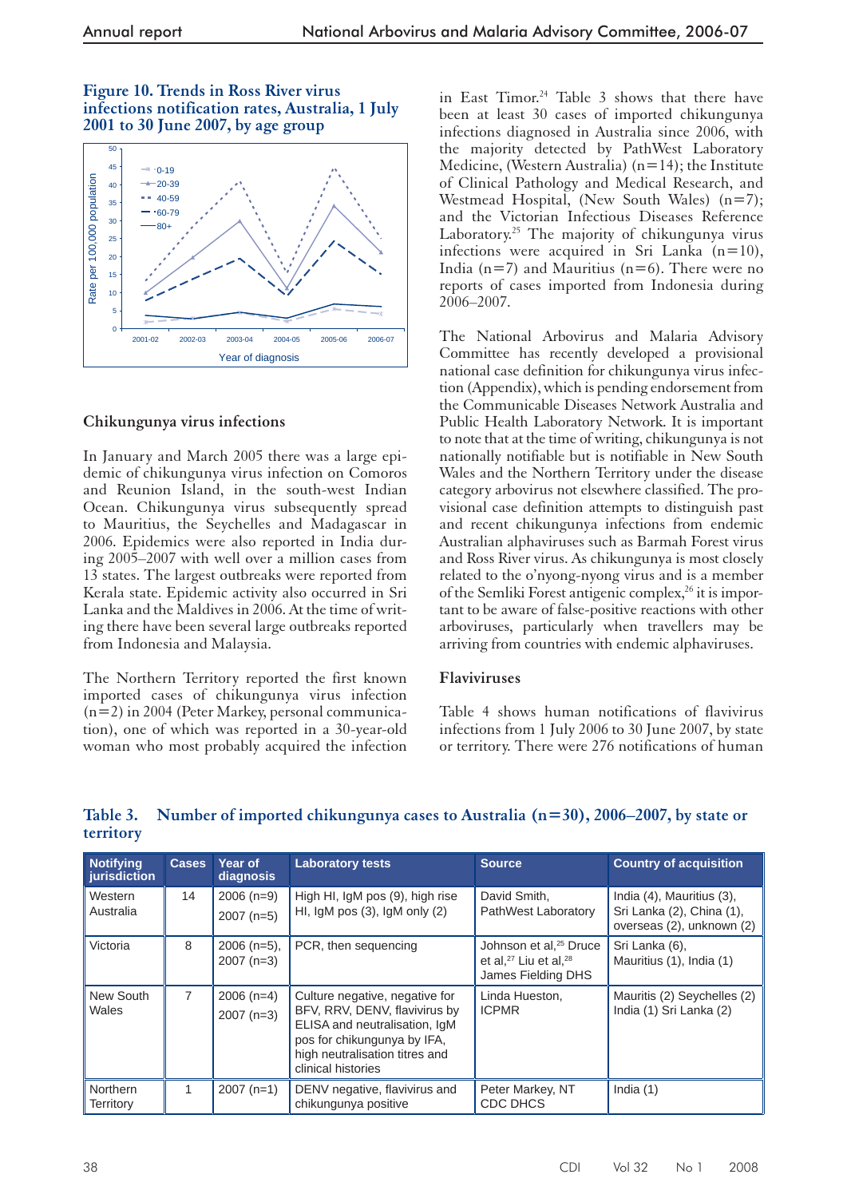**Figure 10. Trends in Ross River virus infections notification rates, Australia, 1 July 2001 to 30 June 2007, by age group**

## Chikungunya virus infections

In January and March 2005 there was a large epidemic of chikungunya virus infection on Comoros and Reunion Island, in the south-west Indian Ocean. Chikungunya virus subsequently spread to Mauritius, the Seychelles and Madagascar in 2006. Epidemics were also reported in India during 2005–2007 with well over a million cases from 13 states. The largest outbreaks were reported from Kerala state. Epidemic activity also occurred in Sri Lanka and the Maldives in 2006. At the time of writing there have been several large outbreaks reported from Indonesia and Malaysia.

The Northern Territory reported the first known imported cases of chikungunya virus infection (n=2) in 2004 (Peter Markey, personal communication), one of which was reported in a 30-year-old woman who most probably acquired the infection in East Timor.[24] Table 3 shows that there have been at least 30 cases of imported chikungunya infections diagnosed in Australia since 2006, with the majority detected by PathWest Laboratory Medicine, (Western Australia) (n=14); the Institute of Clinical Pathology and Medical Research, and Westmead Hospital, (New South Wales) (n=7); and the Victorian Infectious Diseases Reference Laboratory.[25] The majority of chikungunya virus infections were acquired in Sri Lanka (n=10), India (n=7) and Mauritius (n=6). There were no reports of cases imported from Indonesia during 2006–2007.

The National Arbovirus and Malaria Advisory Committee has recently developed a provisional national case definition for chikungunya virus infection (Appendix), which is pending endorsement from the Communicable Diseases Network Australia and Public Health Laboratory Network. It is important to note that at the time of writing, chikungunya is not nationally notifiable but is notifiable in New South Wales and the Northern Territory under the disease category arbovirus not elsewhere classified. The provisional case definition attempts to distinguish past and recent chikungunya infections from endemic Australian alphaviruses such as Barmah Forest virus and Ross River virus. As chikungunya is most closely related to the o'nyong-nyong virus and is a member of the Semliki Forest antigenic complex,[26] it is important to be aware of false-positive reactions with other arboviruses, particularly when travellers may be arriving from countries with endemic alphaviruses.

## Flaviviruses

Table 4 shows human notifications of flavivirus infections from 1 July 2006 to 30 June 2007, by state or territory. There were 276 notifications of human

**Table 3. Number of imported chikungunya cases to Australia (n=30), 2006–2007, by state or territory**

| Notifying jurisdiction | Cases | Year of diagnosis | Laboratory tests | Source | Country of acquisition |
|---|---|---|---|---|---|
| Western Australia | 14 | 2006 (n=9) 2007 (n=5) | High HI, IgM pos (9), high rise HI, IgM pos (3), IgM only (2) | David Smith, PathWest Laboratory | India (4), Mauritius (3), Sri Lanka (2), China (1), overseas (2), unknown (2) |
| Victoria | 8 | 2006 (n=5), 2007 (n=3) | PCR, then sequencing | Johnson et al,[25] Druce et al,[27] Liu et al,[28] James Fielding DHS | Sri Lanka (6), Mauritius (1), India (1) |
| New South Wales | 7 | 2006 (n=4) 2007 (n=3) | Culture negative, negative for BFV, RRV, DENV, flavivirus by ELISA and neutralisation, IgM pos for chikungunya by IFA, high neutralisation titres and clinical histories | Linda Hueston, ICPMR | Mauritis (2) Seychelles (2) India (1) Sri Lanka (2) |
| Northern Territory | 1 | 2007 (n=1) | DENV negative, flavivirus and chikungunya positive | Peter Markey, NT CDC DHCS | India (1) |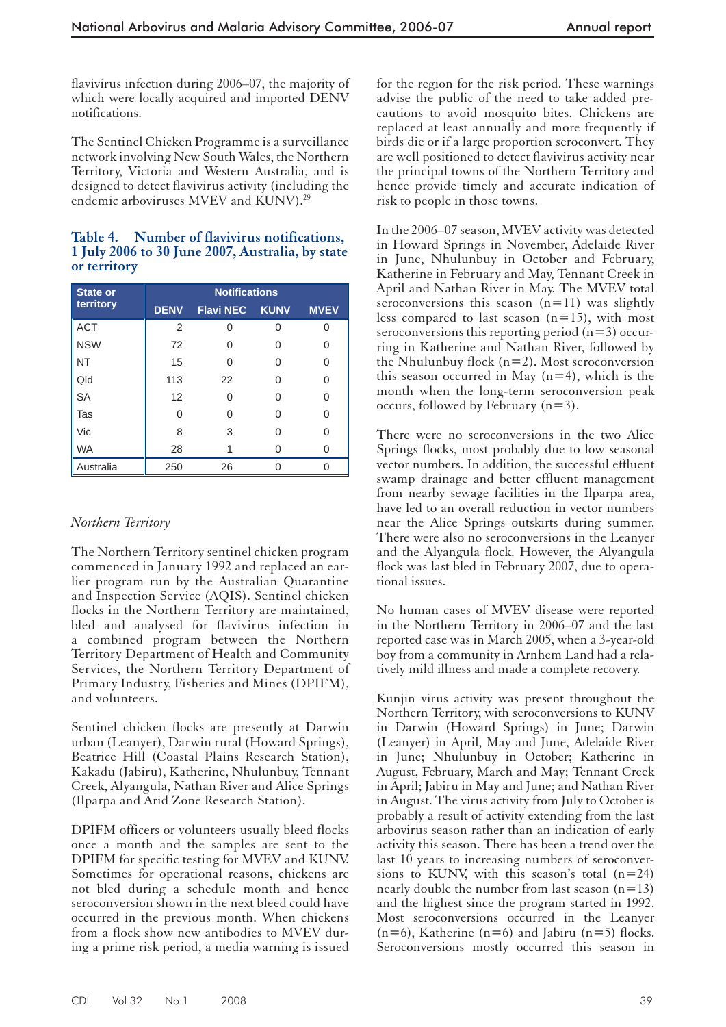flavivirus infection during 2006–07, the majority of which were locally acquired and imported DENV notifications.

The Sentinel Chicken Programme is a surveillance network involving New South Wales, the Northern Territory, Victoria and Western Australia, and is designed to detect flavivirus activity (including the endemic arboviruses MVEV and KUNV).[29]

**Table 4. Number of flavivirus notifications, 1 July 2006 to 30 June 2007, Australia, by state or territory**

| State or territory | Notifications | | | |
|---|---|---|---|---|
| | DENV | Flavi NEC | KUNV | MVEV |
| ACT | 2 | 0 | 0 | 0 |
| NSW | 72 | 0 | 0 | 0 |
| NT | 15 | 0 | 0 | 0 |
| Qld | 113 | 22 | 0 | 0 |
| SA | 12 | 0 | 0 | 0 |
| Tas | 0 | 0 | 0 | 0 |
| Vic | 8 | 3 | 0 | 0 |
| WA | 28 | 1 | 0 | 0 |
| Australia | 250 | 26 | 0 | 0 |

*Northern Territory*

The Northern Territory sentinel chicken program commenced in January 1992 and replaced an earlier program run by the Australian Quarantine and Inspection Service (AQIS). Sentinel chicken flocks in the Northern Territory are maintained, bled and analysed for flavivirus infection in a combined program between the Northern Territory Department of Health and Community Services, the Northern Territory Department of Primary Industry, Fisheries and Mines (DPIFM), and volunteers.

Sentinel chicken flocks are presently at Darwin urban (Leanyer), Darwin rural (Howard Springs), Beatrice Hill (Coastal Plains Research Station), Kakadu (Jabiru), Katherine, Nhulunbuy, Tennant Creek, Alyangula, Nathan River and Alice Springs (Ilparpa and Arid Zone Research Station).

DPIFM officers or volunteers usually bleed flocks once a month and the samples are sent to the DPIFM for specific testing for MVEV and KUNV. Sometimes for operational reasons, chickens are not bled during a schedule month and hence seroconversion shown in the next bleed could have occurred in the previous month. When chickens from a flock show new antibodies to MVEV during a prime risk period, a media warning is issued for the region for the risk period. These warnings advise the public of the need to take added precautions to avoid mosquito bites. Chickens are replaced at least annually and more frequently if birds die or if a large proportion seroconvert. They are well positioned to detect flavivirus activity near the principal towns of the Northern Territory and hence provide timely and accurate indication of risk to people in those towns.

In the 2006–07 season, MVEV activity was detected in Howard Springs in November, Adelaide River in June, Nhulunbuy in October and February, Katherine in February and May, Tennant Creek in April and Nathan River in May. The MVEV total seroconversions this season (n=11) was slightly less compared to last season (n=15), with most seroconversions this reporting period (n=3) occurring in Katherine and Nathan River, followed by the Nhulunbuy flock (n=2). Most seroconversion this season occurred in May (n=4), which is the month when the long-term seroconversion peak occurs, followed by February (n=3).

There were no seroconversions in the two Alice Springs flocks, most probably due to low seasonal vector numbers. In addition, the successful effluent swamp drainage and better effluent management from nearby sewage facilities in the Ilparpa area, have led to an overall reduction in vector numbers near the Alice Springs outskirts during summer. There were also no seroconversions in the Leanyer and the Alyangula flock. However, the Alyangula flock was last bled in February 2007, due to operational issues.

No human cases of MVEV disease were reported in the Northern Territory in 2006–07 and the last reported case was in March 2005, when a 3-year-old boy from a community in Arnhem Land had a relatively mild illness and made a complete recovery.

Kunjin virus activity was present throughout the Northern Territory, with seroconversions to KUNV in Darwin (Howard Springs) in June; Darwin (Leanyer) in April, May and June, Adelaide River in June; Nhulunbuy in October; Katherine in August, February, March and May; Tennant Creek in April; Jabiru in May and June; and Nathan River in August. The virus activity from July to October is probably a result of activity extending from the last arbovirus season rather than an indication of early activity this season. There has been a trend over the last 10 years to increasing numbers of seroconversions to KUNV, with this season's total (n=24) nearly double the number from last season (n=13) and the highest since the program started in 1992. Most seroconversions occurred in the Leanyer (n=6), Katherine (n=6) and Jabiru (n=5) flocks. Seroconversions mostly occurred this season in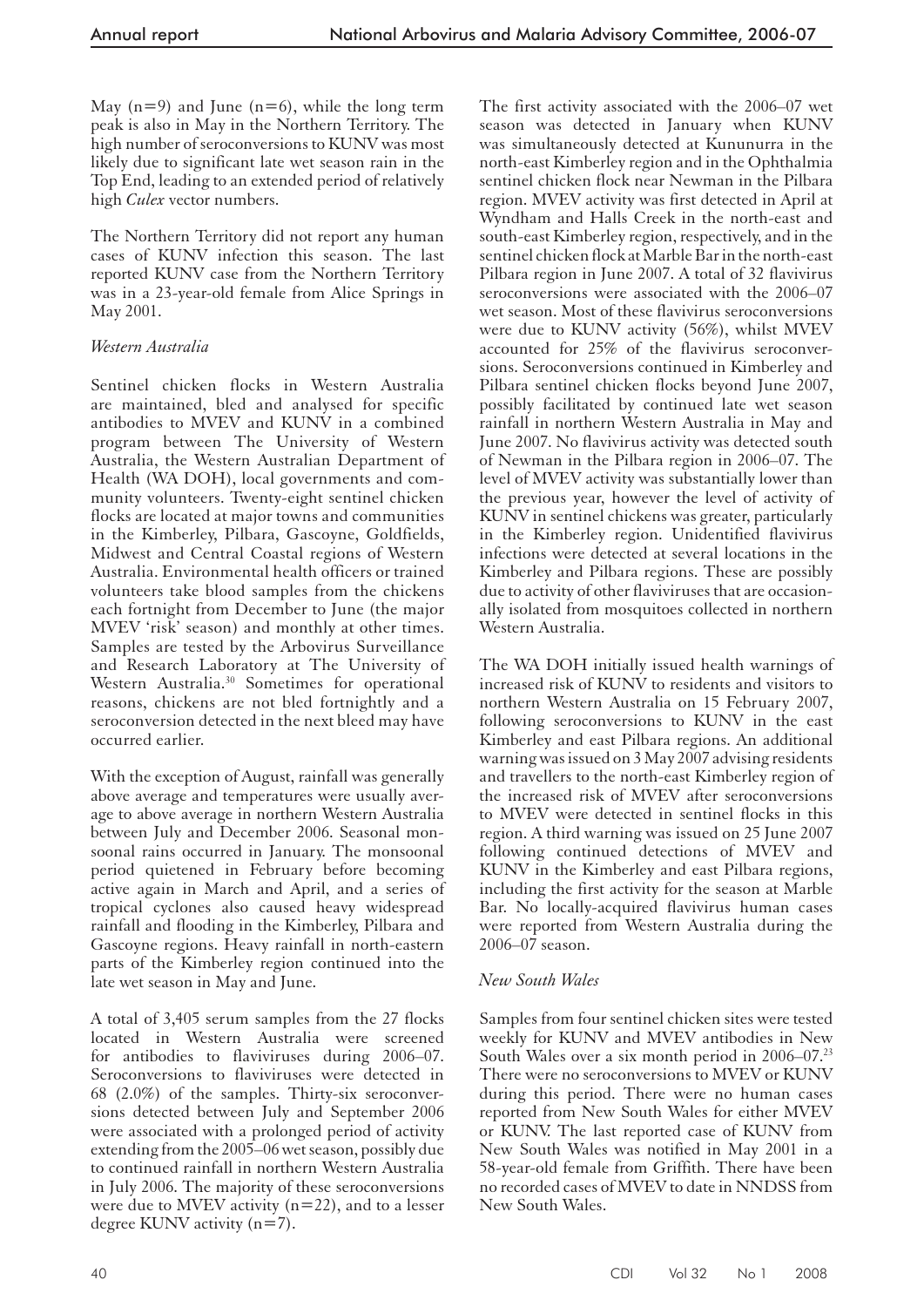May (n=9) and June (n=6), while the long term peak is also in May in the Northern Territory. The high number of seroconversions to KUNV was most likely due to significant late wet season rain in the Top End, leading to an extended period of relatively high *Culex* vector numbers.

The Northern Territory did not report any human cases of KUNV infection this season. The last reported KUNV case from the Northern Territory was in a 23-year-old female from Alice Springs in May 2001.

### *Western Australia*

Sentinel chicken flocks in Western Australia are maintained, bled and analysed for specific antibodies to MVEV and KUNV in a combined program between The University of Western Australia, the Western Australian Department of Health (WA DOH), local governments and community volunteers. Twenty-eight sentinel chicken flocks are located at major towns and communities in the Kimberley, Pilbara, Gascoyne, Goldfields, Midwest and Central Coastal regions of Western Australia. Environmental health officers or trained volunteers take blood samples from the chickens each fortnight from December to June (the major MVEV 'risk' season) and monthly at other times. Samples are tested by the Arbovirus Surveillance and Research Laboratory at The University of Western Australia.[30] Sometimes for operational reasons, chickens are not bled fortnightly and a seroconversion detected in the next bleed may have occurred earlier.

With the exception of August, rainfall was generally above average and temperatures were usually average to above average in northern Western Australia between July and December 2006. Seasonal monsoonal rains occurred in January. The monsoonal period quietened in February before becoming active again in March and April, and a series of tropical cyclones also caused heavy widespread rainfall and flooding in the Kimberley, Pilbara and Gascoyne regions. Heavy rainfall in north-eastern parts of the Kimberley region continued into the late wet season in May and June.

A total of 3,405 serum samples from the 27 flocks located in Western Australia were screened for antibodies to flaviviruses during 2006–07. Seroconversions to flaviviruses were detected in 68 (2.0%) of the samples. Thirty-six seroconversions detected between July and September 2006 were associated with a prolonged period of activity extending from the 2005–06 wet season, possibly due to continued rainfall in northern Western Australia in July 2006. The majority of these seroconversions were due to MVEV activity (n=22), and to a lesser degree KUNV activity (n=7).

The first activity associated with the 2006–07 wet season was detected in January when KUNV was simultaneously detected at Kununurra in the north-east Kimberley region and in the Ophthalmia sentinel chicken flock near Newman in the Pilbara region. MVEV activity was first detected in April at Wyndham and Halls Creek in the north-east and south-east Kimberley region, respectively, and in the sentinel chicken flock at Marble Bar in the north-east Pilbara region in June 2007. A total of 32 flavivirus seroconversions were associated with the 2006–07 wet season. Most of these flavivirus seroconversions were due to KUNV activity (56%), whilst MVEV accounted for 25% of the flavivirus seroconversions. Seroconversions continued in Kimberley and Pilbara sentinel chicken flocks beyond June 2007, possibly facilitated by continued late wet season rainfall in northern Western Australia in May and June 2007. No flavivirus activity was detected south of Newman in the Pilbara region in 2006–07. The level of MVEV activity was substantially lower than the previous year, however the level of activity of KUNV in sentinel chickens was greater, particularly in the Kimberley region. Unidentified flavivirus infections were detected at several locations in the Kimberley and Pilbara regions. These are possibly due to activity of other flaviviruses that are occasionally isolated from mosquitoes collected in northern Western Australia.

The WA DOH initially issued health warnings of increased risk of KUNV to residents and visitors to northern Western Australia on 15 February 2007, following seroconversions to KUNV in the east Kimberley and east Pilbara regions. An additional warning was issued on 3 May 2007 advising residents and travellers to the north-east Kimberley region of the increased risk of MVEV after seroconversions to MVEV were detected in sentinel flocks in this region. A third warning was issued on 25 June 2007 following continued detections of MVEV and KUNV in the Kimberley and east Pilbara regions, including the first activity for the season at Marble Bar. No locally-acquired flavivirus human cases were reported from Western Australia during the 2006–07 season.

### *New South Wales*

Samples from four sentinel chicken sites were tested weekly for KUNV and MVEV antibodies in New South Wales over a six month period in 2006–07.[23] There were no seroconversions to MVEV or KUNV during this period. There were no human cases reported from New South Wales for either MVEV or KUNV. The last reported case of KUNV from New South Wales was notified in May 2001 in a 58-year-old female from Griffith. There have been no recorded cases of MVEV to date in NNDSS from New South Wales.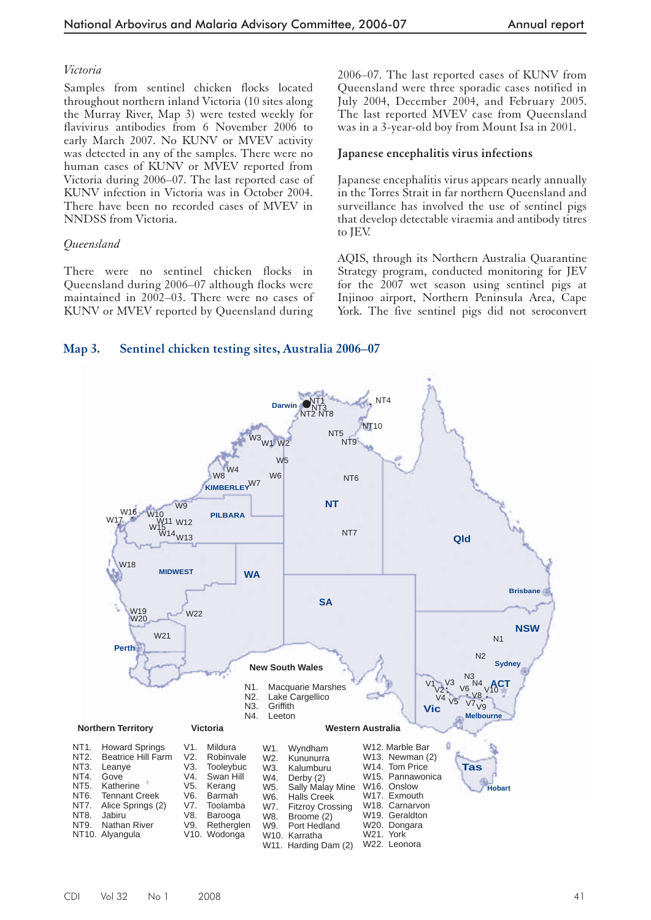*Victoria*

Samples from sentinel chicken flocks located throughout northern inland Victoria (10 sites along the Murray River, Map 3) were tested weekly for flavivirus antibodies from 6 November 2006 to early March 2007. No KUNV or MVEV activity was detected in any of the samples. There were no human cases of KUNV or MVEV reported from Victoria during 2006–07. The last reported case of KUNV infection in Victoria was in October 2004. There have been no recorded cases of MVEV in NNDSS from Victoria.

*Queensland*

There were no sentinel chicken flocks in Queensland during 2006–07 although flocks were maintained in 2002–03. There were no cases of KUNV or MVEV reported by Queensland during 2006–07. The last reported cases of KUNV from Queensland were three sporadic cases notified in July 2004, December 2004, and February 2005. The last reported MVEV case from Queensland was in a 3-year-old boy from Mount Isa in 2001.

### Japanese encephalitis virus infections

Japanese encephalitis virus appears nearly annually in the Torres Strait in far northern Queensland and surveillance has involved the use of sentinel pigs that develop detectable viraemia and antibody titres to JEV.

AQIS, through its Northern Australia Quarantine Strategy program, conducted monitoring for JEV for the 2007 wet season using sentinel pigs at Injinoo airport, Northern Peninsula Area, Cape York. The five sentinel pigs did not seroconvert

**Map 3. Sentinel chicken testing sites, Australia 2006–07**

**Northern Territory**

- NT1. Howard Springs
- NT2. Beatrice Hill Farm
- NT3. Leanye
- NT4. Gove
- NT5. Katherine
- NT6. Tennant Creek
- NT7. Alice Springs (2)
- NT8. Jabiru
- NT9. Nathan River
- NT10. Alyangula

**Victoria**

- V1. Mildura
- V2. Robinvale
- V3. Tooleybuc
- V4. Swan Hill
- V5. Kerang
- V6. Barmah
- V7. Toolamba
- V8. Barooga
- V9. Rethergl­en
- V10. Wodonga

**New South Wales**

- N1. Macquarie Marshes
- N2. Lake Cargellico
- N3. Griffith
- N4. Leeton

**Western Australia**

- W1. Wyndham
- W2. Kununurra
- W3. Kalumburu
- W4. Derby (2)
- W5. Sally Malay Mine
- W6. Halls Creek
- W7. Fitzroy Crossing
- W8. Broome (2)
- W9. Port Hedland
- W10. Karratha
- W11. Harding Dam (2)
- W12. Marble Bar
- W13. Newman (2)
- W14. Tom Price
- W15. Pannawonica
- W16. Onslow
- W17. Exmouth
- W18. Carnarvon
- W19. Geraldton
- W20. Dongara
- W21. York
- W22. Leonora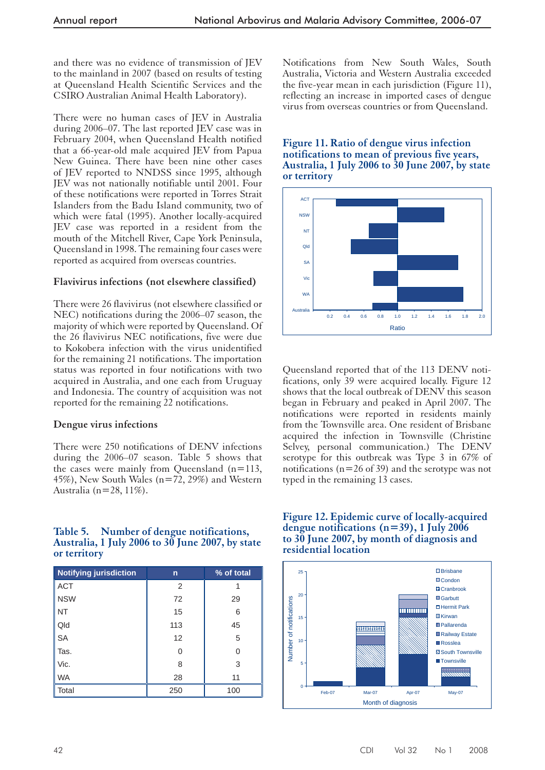and there was no evidence of transmission of JEV to the mainland in 2007 (based on results of testing at Queensland Health Scientific Services and the CSIRO Australian Animal Health Laboratory).

There were no human cases of JEV in Australia during 2006–07. The last reported JEV case was in February 2004, when Queensland Health notified that a 66-year-old male acquired JEV from Papua New Guinea. There have been nine other cases of JEV reported to NNDSS since 1995, although JEV was not nationally notifiable until 2001. Four of these notifications were reported in Torres Strait Islanders from the Badu Island community, two of which were fatal (1995). Another locally-acquired JEV case was reported in a resident from the mouth of the Mitchell River, Cape York Peninsula, Queensland in 1998. The remaining four cases were reported as acquired from overseas countries.

### Flavivirus infections (not elsewhere classified)

There were 26 flavivirus (not elsewhere classified or NEC) notifications during the 2006–07 season, the majority of which were reported by Queensland. Of the 26 flavivirus NEC notifications, five were due to Kokobera infection with the virus unidentified for the remaining 21 notifications. The importation status was reported in four notifications with two acquired in Australia, and one each from Uruguay and Indonesia. The country of acquisition was not reported for the remaining 22 notifications.

### Dengue virus infections

There were 250 notifications of DENV infections during the 2006–07 season. Table 5 shows that the cases were mainly from Queensland (n=113, 45%), New South Wales (n=72, 29%) and Western Australia (n=28, 11%).

**Table 5. Number of dengue notifications, Australia, 1 July 2006 to 30 June 2007, by state or territory**

| Notifying jurisdiction | n | % of total |
|---|---|---|
| ACT | 2 | 1 |
| NSW | 72 | 29 |
| NT | 15 | 6 |
| Qld | 113 | 45 |
| SA | 12 | 5 |
| Tas. | 0 | 0 |
| Vic. | 8 | 3 |
| WA | 28 | 11 |
| Total | 250 | 100 |

Notifications from New South Wales, South Australia, Victoria and Western Australia exceeded the five-year mean in each jurisdiction (Figure 11), reflecting an increase in imported cases of dengue virus from overseas countries or from Queensland.

**Figure 11. Ratio of dengue virus infection notifications to mean of previous five years, Australia, 1 July 2006 to 30 June 2007, by state or territory**

Queensland reported that of the 113 DENV notifications, only 39 were acquired locally. Figure 12 shows that the local outbreak of DENV this season began in February and peaked in April 2007. The notifications were reported in residents mainly from the Townsville area. One resident of Brisbane acquired the infection in Townsville (Christine Selvey, personal communication.) The DENV serotype for this outbreak was Type 3 in 67% of notifications (n=26 of 39) and the serotype was not typed in the remaining 13 cases.

**Figure 12. Epidemic curve of locally-acquired dengue notifications (n=39), 1 July 2006 to 30 June 2007, by month of diagnosis and residential location**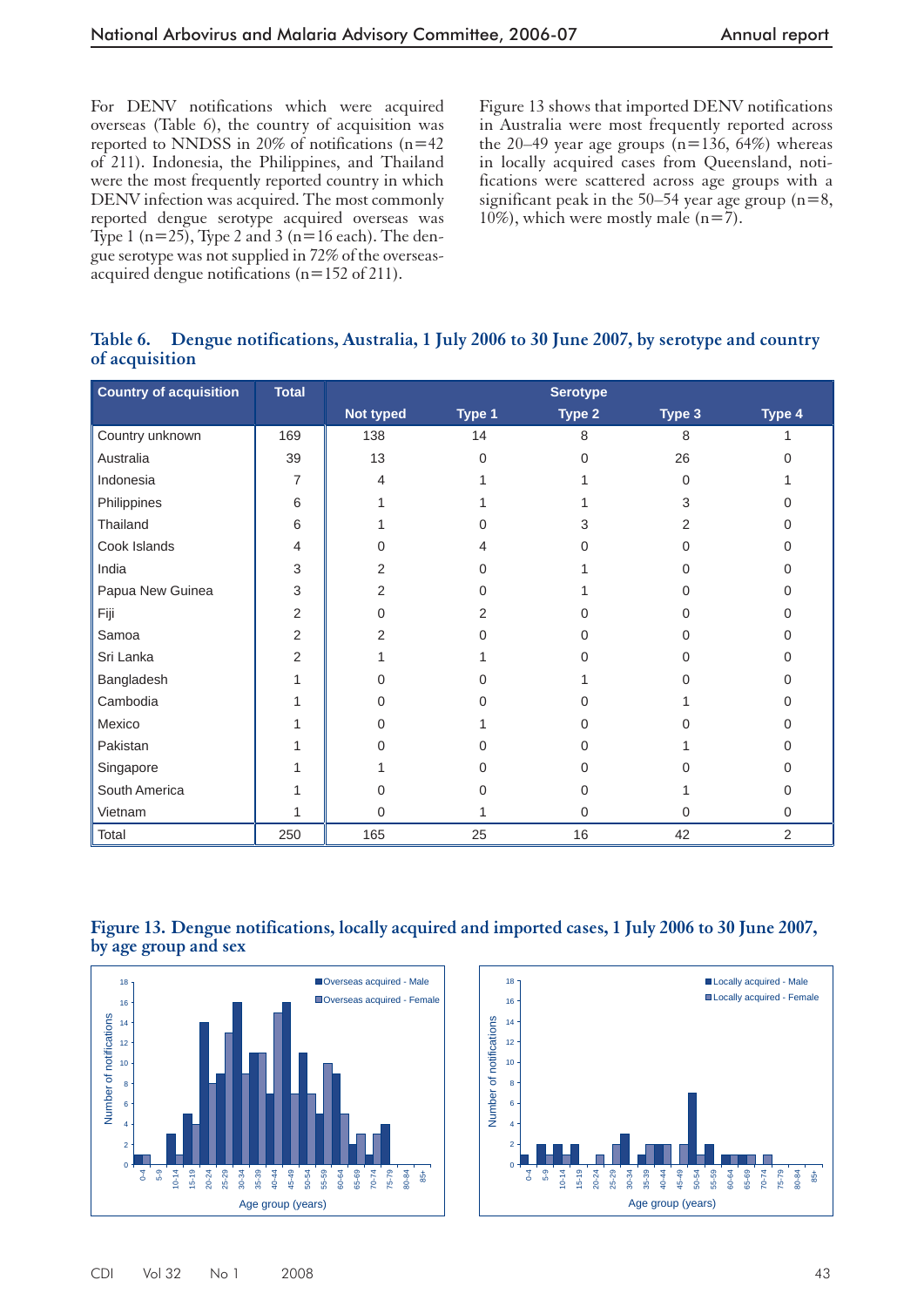For DENV notifications which were acquired overseas (Table 6), the country of acquisition was reported to NNDSS in 20% of notifications (n=42 of 211). Indonesia, the Philippines, and Thailand were the most frequently reported country in which DENV infection was acquired. The most commonly reported dengue serotype acquired overseas was Type 1 (n=25), Type 2 and 3 (n=16 each). The dengue serotype was not supplied in 72% of the overseas-acquired dengue notifications (n=152 of 211).

Figure 13 shows that imported DENV notifications in Australia were most frequently reported across the 20–49 year age groups (n=136, 64%) whereas in locally acquired cases from Queensland, notifications were scattered across age groups with a significant peak in the 50–54 year age group (n=8, 10%), which were mostly male (n=7).

**Table 6. Dengue notifications, Australia, 1 July 2006 to 30 June 2007, by serotype and country of acquisition**

| Country of acquisition | Total | Serotype | | | | |
|---|---|---|---|---|---|---|
| | | Not typed | Type 1 | Type 2 | Type 3 | Type 4 |
| Country unknown | 169 | 138 | 14 | 8 | 8 | 1 |
| Australia | 39 | 13 | 0 | 0 | 26 | 0 |
| Indonesia | 7 | 4 | 1 | 1 | 0 | 1 |
| Philippines | 6 | 1 | 1 | 1 | 3 | 0 |
| Thailand | 6 | 1 | 0 | 3 | 2 | 0 |
| Cook Islands | 4 | 0 | 4 | 0 | 0 | 0 |
| India | 3 | 2 | 0 | 1 | 0 | 0 |
| Papua New Guinea | 3 | 2 | 0 | 1 | 0 | 0 |
| Fiji | 2 | 0 | 2 | 0 | 0 | 0 |
| Samoa | 2 | 2 | 0 | 0 | 0 | 0 |
| Sri Lanka | 2 | 1 | 1 | 0 | 0 | 0 |
| Bangladesh | 1 | 0 | 0 | 1 | 0 | 0 |
| Cambodia | 1 | 0 | 0 | 0 | 1 | 0 |
| Mexico | 1 | 0 | 1 | 0 | 0 | 0 |
| Pakistan | 1 | 0 | 0 | 0 | 1 | 0 |
| Singapore | 1 | 1 | 0 | 0 | 0 | 0 |
| South America | 1 | 0 | 0 | 0 | 1 | 0 |
| Vietnam | 1 | 0 | 1 | 0 | 0 | 0 |
| Total | 250 | 165 | 25 | 16 | 42 | 2 |

**Figure 13. Dengue notifications, locally acquired and imported cases, 1 July 2006 to 30 June 2007, by age group and sex**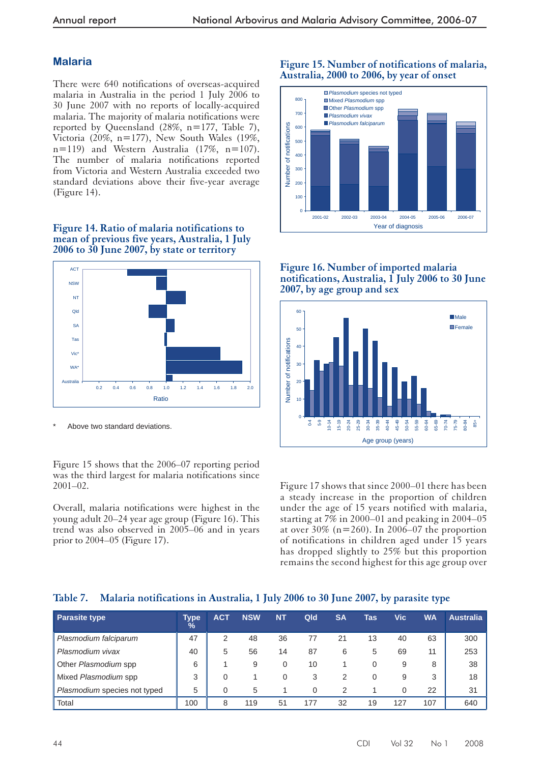## Malaria

There were 640 notifications of overseas-acquired malaria in Australia in the period 1 July 2006 to 30 June 2007 with no reports of locally-acquired malaria. The majority of malaria notifications were reported by Queensland (28%, n=177, Table 7), Victoria (20%, n=177), New South Wales (19%, n=119) and Western Australia (17%, n=107). The number of malaria notifications reported from Victoria and Western Australia exceeded two standard deviations above their five-year average (Figure 14).

**Figure 14. Ratio of malaria notifications to mean of previous five years, Australia, 1 July 2006 to 30 June 2007, by state or territory**

\* Above two standard deviations.

Figure 15 shows that the 2006–07 reporting period was the third largest for malaria notifications since 2001–02.

Overall, malaria notifications were highest in the young adult 20–24 year age group (Figure 16). This trend was also observed in 2005–06 and in years prior to 2004–05 (Figure 17).

**Figure 15. Number of notifications of malaria, Australia, 2000 to 2006, by year of onset**

**Figure 16. Number of imported malaria notifications, Australia, 1 July 2006 to 30 June 2007, by age group and sex**

Figure 17 shows that since 2000–01 there has been a steady increase in the proportion of children under the age of 15 years notified with malaria, starting at 7% in 2000–01 and peaking in 2004–05 at over 30% (n=260). In 2006–07 the proportion of notifications in children aged under 15 years has dropped slightly to 25% but this proportion remains the second highest for this age group over

**Table 7. Malaria notifications in Australia, 1 July 2006 to 30 June 2007, by parasite type**

| Parasite type | Type % | ACT | NSW | NT | Qld | SA | Tas | Vic | WA | Australia |
|---|---|---|---|---|---|---|---|---|---|---|
| *Plasmodium falciparum* | 47 | 2 | 48 | 36 | 77 | 21 | 13 | 40 | 63 | 300 |
| *Plasmodium vivax* | 40 | 5 | 56 | 14 | 87 | 6 | 5 | 69 | 11 | 253 |
| Other *Plasmodium* spp | 6 | 1 | 9 | 0 | 10 | 1 | 0 | 9 | 8 | 38 |
| Mixed *Plasmodium* spp | 3 | 0 | 1 | 0 | 3 | 2 | 0 | 9 | 3 | 18 |
| *Plasmodium* species not typed | 5 | 0 | 5 | 1 | 0 | 2 | 1 | 0 | 22 | 31 |
| Total | 100 | 8 | 119 | 51 | 177 | 32 | 19 | 127 | 107 | 640 |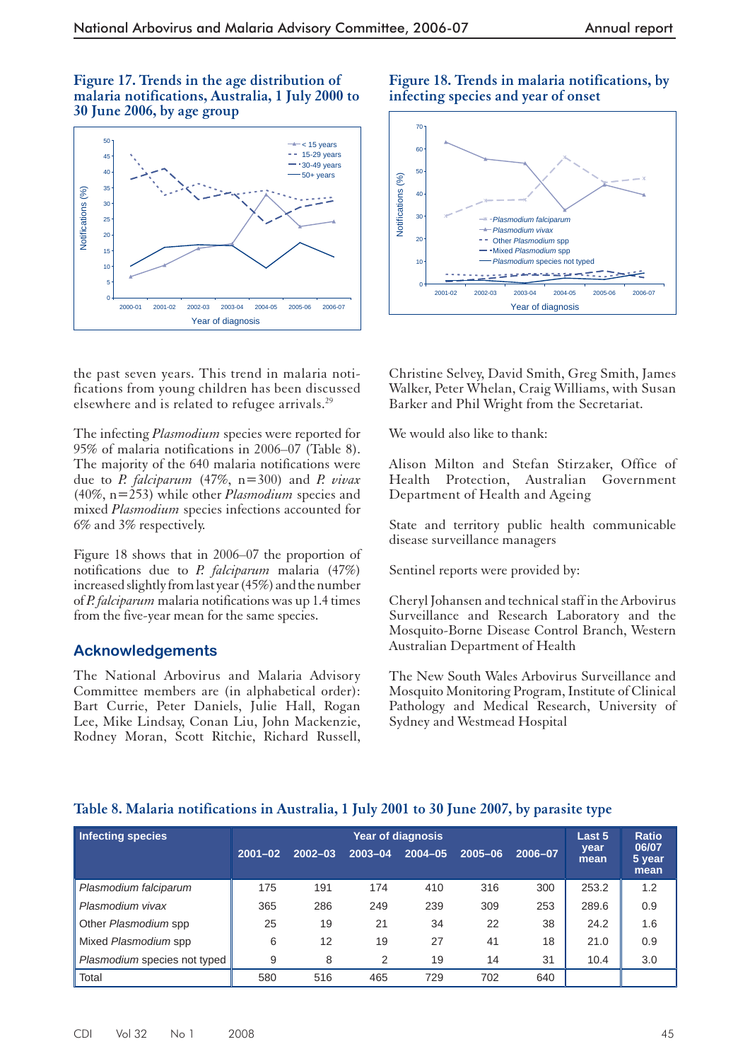**Figure 17. Trends in the age distribution of malaria notifications, Australia, 1 July 2000 to 30 June 2006, by age group**

**Figure 18. Trends in malaria notifications, by infecting species and year of onset**

the past seven years. This trend in malaria notifications from young children has been discussed elsewhere and is related to refugee arrivals.[29]

The infecting *Plasmodium* species were reported for 95% of malaria notifications in 2006–07 (Table 8). The majority of the 640 malaria notifications were due to *P. falciparum* (47%, n=300) and *P. vivax* (40%, n=253) while other *Plasmodium* species and mixed *Plasmodium* species infections accounted for 6% and 3% respectively.

Figure 18 shows that in 2006–07 the proportion of notifications due to *P. falciparum* malaria (47%) increased slightly from last year (45%) and the number of *P. falciparum* malaria notifications was up 1.4 times from the five-year mean for the same species.

## Acknowledgements

The National Arbovirus and Malaria Advisory Committee members are (in alphabetical order): Bart Currie, Peter Daniels, Julie Hall, Rogan Lee, Mike Lindsay, Conan Liu, John Mackenzie, Rodney Moran, Scott Ritchie, Richard Russell, Christine Selvey, David Smith, Greg Smith, James Walker, Peter Whelan, Craig Williams, with Susan Barker and Phil Wright from the Secretariat.

We would also like to thank:

Alison Milton and Stefan Stirzaker, Office of Health Protection, Australian Government Department of Health and Ageing

State and territory public health communicable disease surveillance managers

Sentinel reports were provided by:

Cheryl Johansen and technical staff in the Arbovirus Surveillance and Research Laboratory and the Mosquito-Borne Disease Control Branch, Western Australian Department of Health

The New South Wales Arbovirus Surveillance and Mosquito Monitoring Program, Institute of Clinical Pathology and Medical Research, University of Sydney and Westmead Hospital

**Table 8. Malaria notifications in Australia, 1 July 2001 to 30 June 2007, by parasite type**

| Infecting species | Year of diagnosis | | | | | | Last 5 year mean | Ratio 06/07 5 year mean |
|---|---|---|---|---|---|---|---|---|
| | 2001–02 | 2002–03 | 2003–04 | 2004–05 | 2005–06 | 2006–07 | | |
| *Plasmodium falciparum* | 175 | 191 | 174 | 410 | 316 | 300 | 253.2 | 1.2 |
| *Plasmodium vivax* | 365 | 286 | 249 | 239 | 309 | 253 | 289.6 | 0.9 |
| Other *Plasmodium* spp | 25 | 19 | 21 | 34 | 22 | 38 | 24.2 | 1.6 |
| Mixed *Plasmodium* spp | 6 | 12 | 19 | 27 | 41 | 18 | 21.0 | 0.9 |
| *Plasmodium* species not typed | 9 | 8 | 2 | 19 | 14 | 31 | 10.4 | 3.0 |
| Total | 580 | 516 | 465 | 729 | 702 | 640 | | |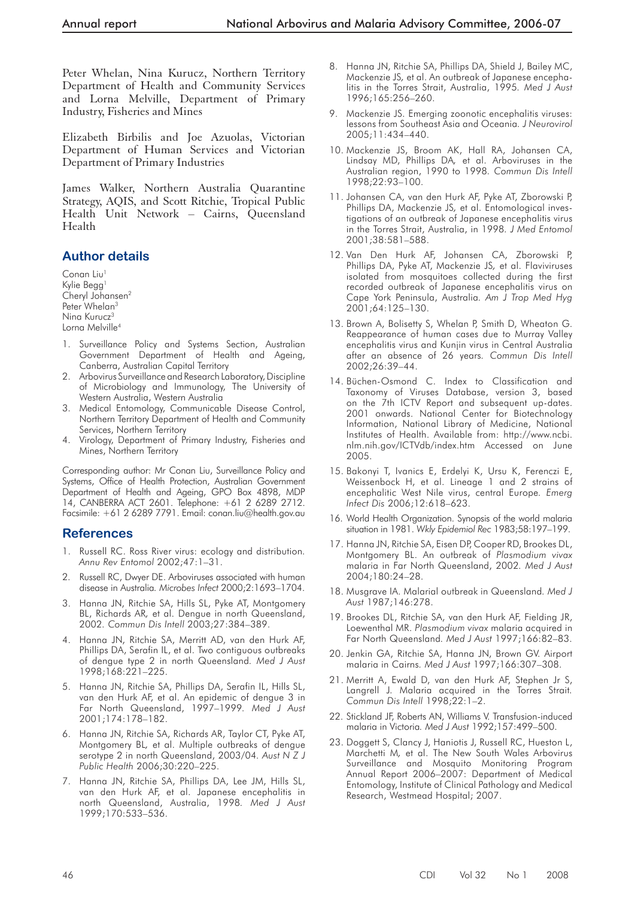Peter Whelan, Nina Kurucz, Northern Territory Department of Health and Community Services and Lorna Melville, Department of Primary Industry, Fisheries and Mines

Elizabeth Birbilis and Joe Azuolas, Victorian Department of Human Services and Victorian Department of Primary Industries

James Walker, Northern Australia Quarantine Strategy, AQIS, and Scott Ritchie, Tropical Public Health Unit Network – Cairns, Queensland Health

## Author details

Conan Liu[1]
Kylie Begg[1]
Cheryl Johansen[2]
Peter Whelan[3]
Nina Kurucz[3]
Lorna Melville[4]

1. Surveillance Policy and Systems Section, Australian Government Department of Health and Ageing, Canberra, Australian Capital Territory
2. Arbovirus Surveillance and Research Laboratory, Discipline of Microbiology and Immunology, The University of Western Australia, Western Australia
3. Medical Entomology, Communicable Disease Control, Northern Territory Department of Health and Community Services, Northern Territory
4. Virology, Department of Primary Industry, Fisheries and Mines, Northern Territory

Corresponding author: Mr Conan Liu, Surveillance Policy and Systems, Office of Health Protection, Australian Government Department of Health and Ageing, GPO Box 4898, MDP 14, CANBERRA ACT 2601. Telephone: +61 2 6289 2712. Facsimile: +61 2 6289 7791. Email: conan.liu@health.gov.au

## References

1. Russell RC. Ross River virus: ecology and distribution. *Annu Rev Entomol* 2002;47:1–31.
2. Russell RC, Dwyer DE. Arboviruses associated with human disease in Australia. *Microbes Infect* 2000;2:1693–1704.
3. Hanna JN, Ritchie SA, Hills SL, Pyke AT, Montgomery BL, Richards AR, et al. Dengue in north Queensland, 2002. *Commun Dis Intell* 2003;27:384–389.
4. Hanna JN, Ritchie SA, Merritt AD, van den Hurk AF, Phillips DA, Serafin IL, et al. Two contiguous outbreaks of dengue type 2 in north Queensland. *Med J Aust* 1998;168:221–225.
5. Hanna JN, Ritchie SA, Phillips DA, Serafin IL, Hills SL, van den Hurk AF, et al. An epidemic of dengue 3 in Far North Queensland, 1997–1999. *Med J Aust* 2001;174:178–182.
6. Hanna JN, Ritchie SA, Richards AR, Taylor CT, Pyke AT, Montgomery BL, et al. Multiple outbreaks of dengue serotype 2 in north Queensland, 2003/04. *Aust N Z J Public Health* 2006;30:220–225.
7. Hanna JN, Ritchie SA, Phillips DA, Lee JM, Hills SL, van den Hurk AF, et al. Japanese encephalitis in north Queensland, Australia, 1998. *Med J Aust* 1999;170:533–536.
8. Hanna JN, Ritchie SA, Phillips DA, Shield J, Bailey MC, Mackenzie JS, et al. An outbreak of Japanese encephalitis in the Torres Strait, Australia, 1995. *Med J Aust* 1996;165:256–260.
9. Mackenzie JS. Emerging zoonotic encephalitis viruses: lessons from Southeast Asia and Oceania. *J Neurovirol* 2005;11:434–440.
10. Mackenzie JS, Broom AK, Hall RA, Johansen CA, Lindsay MD, Phillips DA, et al. Arboviruses in the Australian region, 1990 to 1998. *Commun Dis Intell* 1998;22:93–100.
11. Johansen CA, van den Hurk AF, Pyke AT, Zborowski P, Phillips DA, Mackenzie JS, et al. Entomological investigations of an outbreak of Japanese encephalitis virus in the Torres Strait, Australia, in 1998. *J Med Entomol* 2001;38:581–588.
12. Van Den Hurk AF, Johansen CA, Zborowski P, Phillips DA, Pyke AT, Mackenzie JS, et al. Flaviviruses isolated from mosquitoes collected during the first recorded outbreak of Japanese encephalitis virus on Cape York Peninsula, Australia. *Am J Trop Med Hyg* 2001;64:125–130.
13. Brown A, Bolisetty S, Whelan P, Smith D, Wheaton G. Reappearance of human cases due to Murray Valley encephalitis virus and Kunjin virus in Central Australia after an absence of 26 years. *Commun Dis Intell* 2002;26:39–44.
14. Büchen-Osmond C. Index to Classification and Taxonomy of Viruses Database, version 3, based on the 7th ICTV Report and subsequent up-dates. 2001 onwards. National Center for Biotechnology Information, National Library of Medicine, National Institutes of Health. Available from: http://www.ncbi.nlm.nih.gov/ICTVdb/index.htm Accessed on June 2005.
15. Bakonyi T, Ivanics E, Erdelyi K, Ursu K, Ferenczi E, Weissenbock H, et al. Lineage 1 and 2 strains of encephalitic West Nile virus, central Europe. *Emerg Infect Dis* 2006;12:618–623.
16. World Health Organization. Synopsis of the world malaria situation in 1981. *Wkly Epidemiol Rec* 1983;58:197–199.
17. Hanna JN, Ritchie SA, Eisen DP, Cooper RD, Brookes DL, Montgomery BL. An outbreak of *Plasmodium vivax* malaria in Far North Queensland, 2002. *Med J Aust* 2004;180:24–28.
18. Musgrave IA. Malarial outbreak in Queensland. *Med J Aust* 1987;146:278.
19. Brookes DL, Ritchie SA, van den Hurk AF, Fielding JR, Loewenthal MR. *Plasmodium vivax* malaria acquired in Far North Queensland. *Med J Aust* 1997;166:82–83.
20. Jenkin GA, Ritchie SA, Hanna JN, Brown GV. Airport malaria in Cairns. *Med J Aust* 1997;166:307–308.
21. Merritt A, Ewald D, van den Hurk AF, Stephen Jr S, Langrell J. Malaria acquired in the Torres Strait. *Commun Dis Intell* 1998;22:1–2.
22. Stickland JF, Roberts AN, Williams V. Transfusion-induced malaria in Victoria. *Med J Aust* 1992;157:499–500.
23. Doggett S, Clancy J, Haniotis J, Russell RC, Hueston L, Marchetti M, et al. The New South Wales Arbovirus Surveillance and Mosquito Monitoring Program Annual Report 2006–2007: Department of Medical Entomology, Institute of Clinical Pathology and Medical Research, Westmead Hospital; 2007.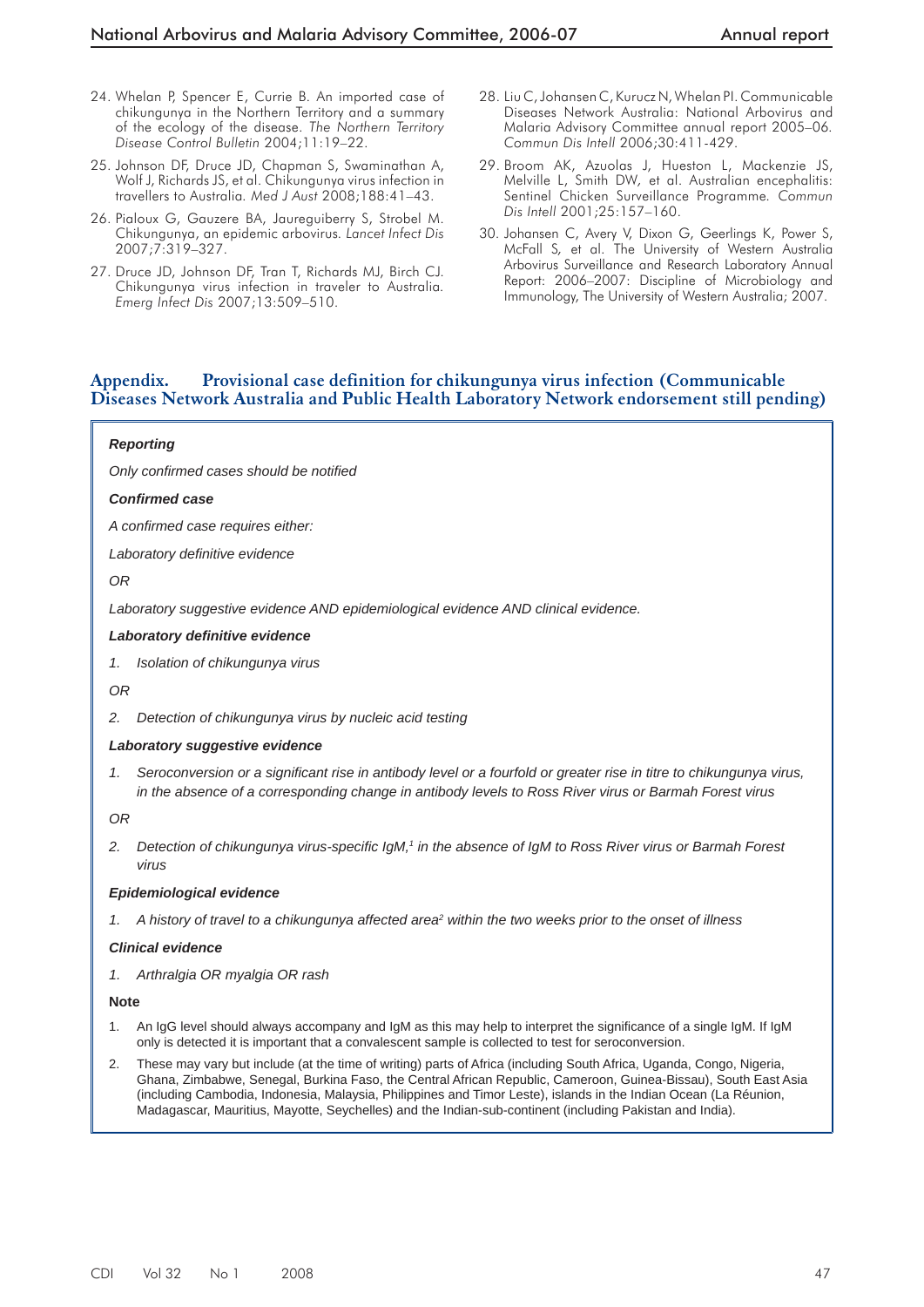24. Whelan P, Spencer E, Currie B. An imported case of chikungunya in the Northern Territory and a summary of the ecology of the disease. *The Northern Territory Disease Control Bulletin* 2004;11:19–22.

25. Johnson DF, Druce JD, Chapman S, Swaminathan A, Wolf J, Richards JS, et al. Chikungunya virus infection in travellers to Australia. *Med J Aust* 2008;188:41–43.

26. Pialoux G, Gauzere BA, Jaureguiberry S, Strobel M. Chikungunya, an epidemic arbovirus. *Lancet Infect Dis* 2007;7:319–327.

27. Druce JD, Johnson DF, Tran T, Richards MJ, Birch CJ. Chikungunya virus infection in traveler to Australia. *Emerg Infect Dis* 2007;13:509–510.

28. Liu C, Johansen C, Kurucz N, Whelan PI. Communicable Diseases Network Australia: National Arbovirus and Malaria Advisory Committee annual report 2005–06. *Commun Dis Intell* 2006;30:411-429.

29. Broom AK, Azuolas J, Hueston L, Mackenzie JS, Melville L, Smith DW, et al. Australian encephalitis: Sentinel Chicken Surveillance Programme. *Commun Dis Intell* 2001;25:157–160.

30. Johansen C, Avery V, Dixon G, Geerlings K, Power S, McFall S, et al. The University of Western Australia Arbovirus Surveillance and Research Laboratory Annual Report: 2006–2007: Discipline of Microbiology and Immunology, The University of Western Australia; 2007.

## Appendix. Provisional case definition for chikungunya virus infection (Communicable Diseases Network Australia and Public Health Laboratory Network endorsement still pending)

***Reporting***

*Only confirmed cases should be notified*

***Confirmed case***

*A confirmed case requires either:*

*Laboratory definitive evidence*

*OR*

*Laboratory suggestive evidence AND epidemiological evidence AND clinical evidence.*

***Laboratory definitive evidence***

1. *Isolation of chikungunya virus*

*OR*

2. *Detection of chikungunya virus by nucleic acid testing*

***Laboratory suggestive evidence***

1. *Seroconversion or a significant rise in antibody level or a fourfold or greater rise in titre to chikungunya virus, in the absence of a corresponding change in antibody levels to Ross River virus or Barmah Forest virus*

*OR*

2. *Detection of chikungunya virus-specific IgM,[1] in the absence of IgM to Ross River virus or Barmah Forest virus*

***Epidemiological evidence***

1. *A history of travel to a chikungunya affected area[2] within the two weeks prior to the onset of illness*

***Clinical evidence***

1. *Arthralgia OR myalgia OR rash*

**Note**

1. An IgG level should always accompany and IgM as this may help to interpret the significance of a single IgM. If IgM only is detected it is important that a convalescent sample is collected to test for seroconversion.
2. These may vary but include (at the time of writing) parts of Africa (including South Africa, Uganda, Congo, Nigeria, Ghana, Zimbabwe, Senegal, Burkina Faso, the Central African Republic, Cameroon, Guinea-Bissau), South East Asia (including Cambodia, Indonesia, Malaysia, Philippines and Timor Leste), islands in the Indian Ocean (La Réunion, Madagascar, Mauritius, Mayotte, Seychelles) and the Indian-sub-continent (including Pakistan and India).